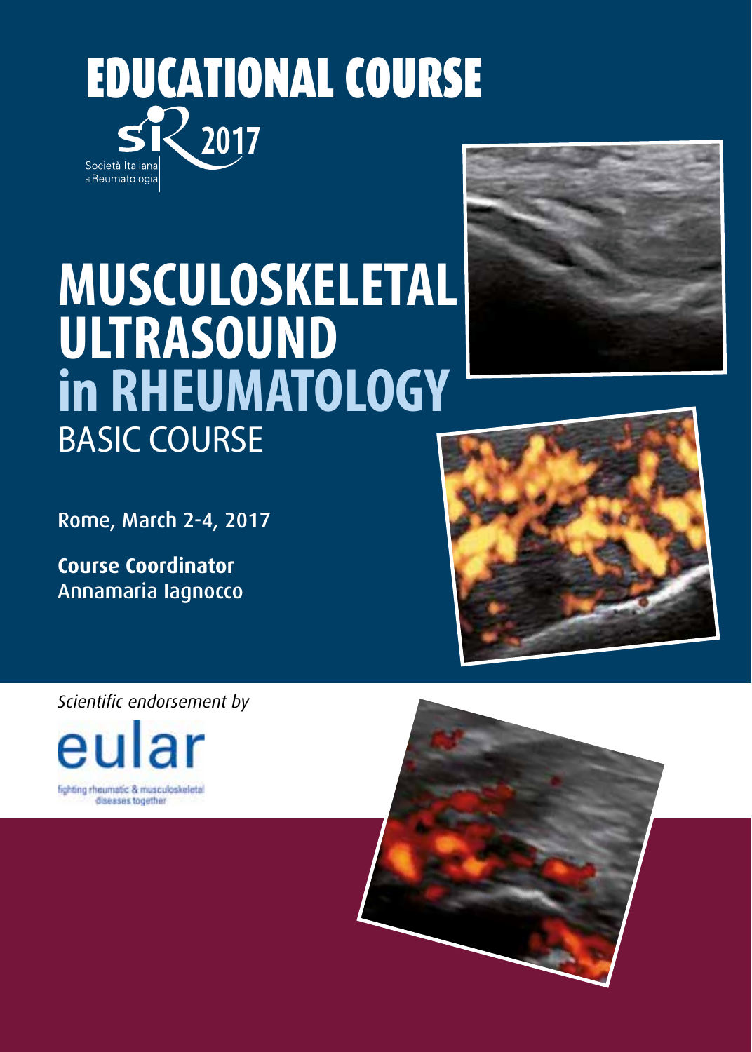# EDUCATIONAL COURSE

SIR 2017

Società Italiana di Reumatologia

# MUSCULOSKELETAL ULTRASOUND in RHEUMATOLOGY

## BASIC COURSE

Rome, March 2-4, 2017

**Course Coordinator**
Annamaria Iagnocco

*Scientific endorsement by*

eular

fighting rheumatic & musculoskeletal diseases together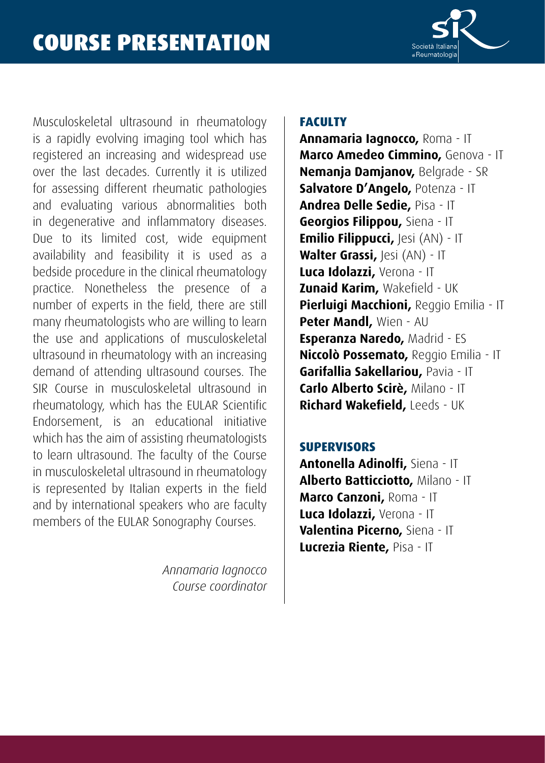# COURSE PRESENTATION

Musculoskeletal ultrasound in rheumatology is a rapidly evolving imaging tool which has registered an increasing and widespread use over the last decades. Currently it is utilized for assessing different rheumatic pathologies and evaluating various abnormalities both in degenerative and inflammatory diseases. Due to its limited cost, wide equipment availability and feasibility it is used as a bedside procedure in the clinical rheumatology practice. Nonetheless the presence of a number of experts in the field, there are still many rheumatologists who are willing to learn the use and applications of musculoskeletal ultrasound in rheumatology with an increasing demand of attending ultrasound courses. The SIR Course in musculoskeletal ultrasound in rheumatology, which has the EULAR Scientific Endorsement, is an educational initiative which has the aim of assisting rheumatologists to learn ultrasound. The faculty of the Course in musculoskeletal ultrasound in rheumatology is represented by Italian experts in the field and by international speakers who are faculty members of the EULAR Sonography Courses.

*Annamaria Iagnocco*
*Course coordinator*

## FACULTY

**Annamaria Iagnocco,** Roma - IT
**Marco Amedeo Cimmino,** Genova - IT
**Nemanja Damjanov,** Belgrade - SR
**Salvatore D'Angelo,** Potenza - IT
**Andrea Delle Sedie,** Pisa - IT
**Georgios Filippou,** Siena - IT
**Emilio Filippucci,** Jesi (AN) - IT
**Walter Grassi,** Jesi (AN) - IT
**Luca Idolazzi,** Verona - IT
**Zunaid Karim,** Wakefield - UK
**Pierluigi Macchioni,** Reggio Emilia - IT
**Peter Mandl,** Wien - AU
**Esperanza Naredo,** Madrid - ES
**Niccolò Possemato,** Reggio Emilia - IT
**Garifallia Sakellariou,** Pavia - IT
**Carlo Alberto Scirè,** Milano - IT
**Richard Wakefield,** Leeds - UK

## SUPERVISORS

**Antonella Adinolfi,** Siena - IT
**Alberto Batticciotto,** Milano - IT
**Marco Canzoni,** Roma - IT
**Luca Idolazzi,** Verona - IT
**Valentina Picerno,** Siena - IT
**Lucrezia Riente,** Pisa - IT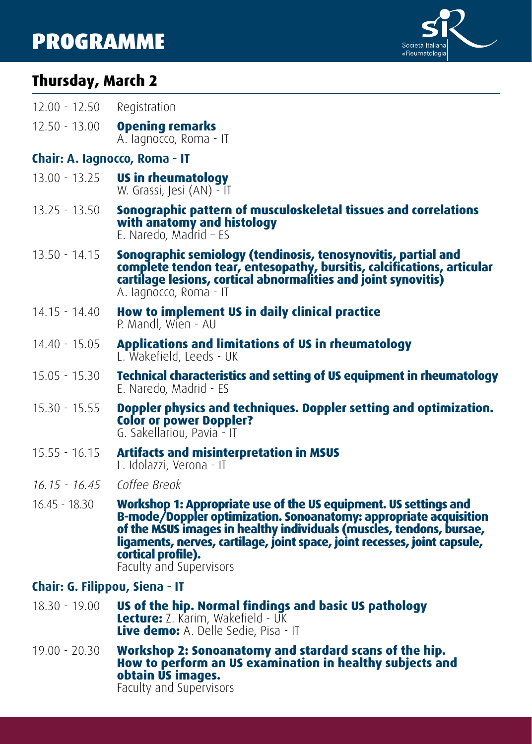# PROGRAMME

## Thursday, March 2

12.00 - 12.50 Registration

12.50 - 13.00 **Opening remarks**
A. Iagnocco, Roma - IT

### Chair: A. Iagnocco, Roma - IT

13.00 - 13.25 **US in rheumatology**
W. Grassi, Jesi (AN) - IT

13.25 - 13.50 **Sonographic pattern of musculoskeletal tissues and correlations with anatomy and histology**
E. Naredo, Madrid – ES

13.50 - 14.15 **Sonographic semiology (tendinosis, tenosynovitis, partial and complete tendon tear, entesopathy, bursitis, calcifications, articular cartilage lesions, cortical abnormalities and joint synovitis)**
A. Iagnocco, Roma - IT

14.15 - 14.40 **How to implement US in daily clinical practice**
P. Mandl, Wien - AU

14.40 - 15.05 **Applications and limitations of US in rheumatology**
L. Wakefield, Leeds - UK

15.05 - 15.30 **Technical characteristics and setting of US equipment in rheumatology**
E. Naredo, Madrid - ES

15.30 - 15.55 **Doppler physics and techniques. Doppler setting and optimization. Color or power Doppler?**
G. Sakellariou, Pavia - IT

15.55 - 16.15 **Artifacts and misinterpretation in MSUS**
L. Idolazzi, Verona - IT

*16.15 - 16.45 Coffee Break*

16.45 - 18.30 **Workshop 1: Appropriate use of the US equipment. US settings and B-mode/Doppler optimization. Sonoanatomy: appropriate acquisition of the MSUS images in healthy individuals (muscles, tendons, bursae, ligaments, nerves, cartilage, joint space, joint recesses, joint capsule, cortical profile).**
Faculty and Supervisors

### Chair: G. Filippou, Siena - IT

18.30 - 19.00 **US of the hip. Normal findings and basic US pathology**
**Lecture:** Z. Karim, Wakefield - UK
**Live demo:** A. Delle Sedie, Pisa - IT

19.00 - 20.30 **Workshop 2: Sonoanatomy and stardard scans of the hip. How to perform an US examination in healthy subjects and obtain US images.**
Faculty and Supervisors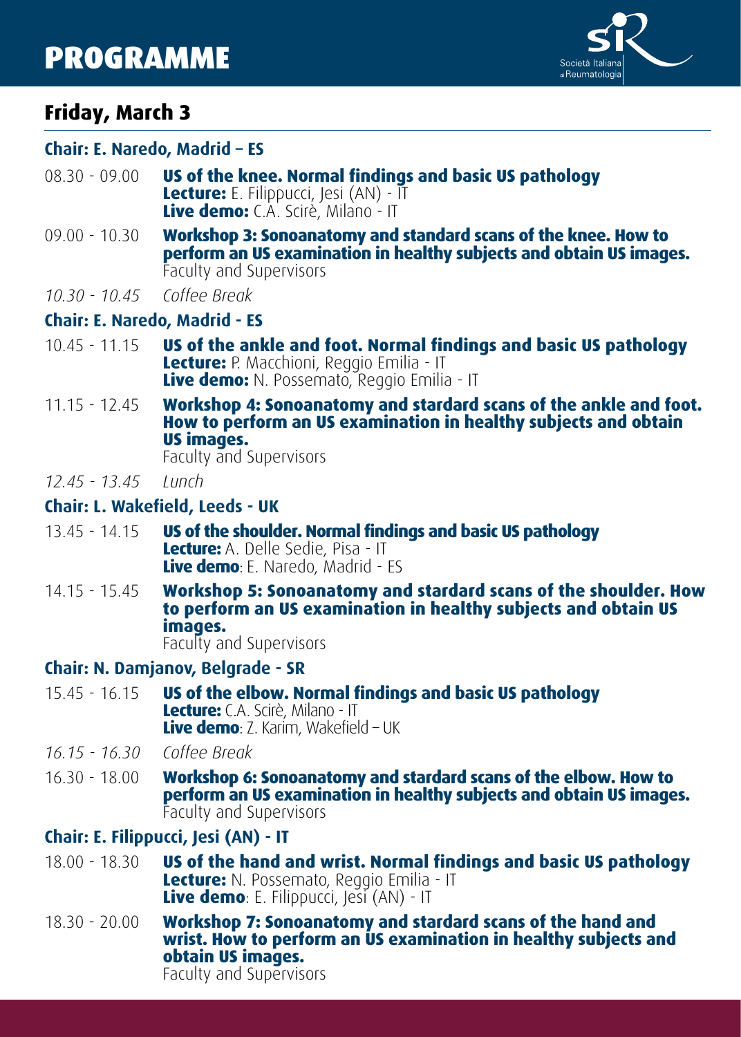# PROGRAMME

## Friday, March 3

### Chair: E. Naredo, Madrid – ES

08.30 - 09.00 **US of the knee. Normal findings and basic US pathology**
**Lecture:** E. Filippucci, Jesi (AN) - IT
**Live demo:** C.A. Scirè, Milano - IT

09.00 - 10.30 **Workshop 3: Sonoanatomy and standard scans of the knee. How to perform an US examination in healthy subjects and obtain US images.**
Faculty and Supervisors

*10.30 - 10.45 Coffee Break*

### Chair: E. Naredo, Madrid - ES

10.45 - 11.15 **US of the ankle and foot. Normal findings and basic US pathology**
**Lecture:** P. Macchioni, Reggio Emilia - IT
**Live demo:** N. Possemato, Reggio Emilia - IT

11.15 - 12.45 **Workshop 4: Sonoanatomy and stardard scans of the ankle and foot. How to perform an US examination in healthy subjects and obtain US images.**
Faculty and Supervisors

*12.45 - 13.45 Lunch*

### Chair: L. Wakefield, Leeds - UK

13.45 - 14.15 **US of the shoulder. Normal findings and basic US pathology**
**Lecture:** A. Delle Sedie, Pisa - IT
**Live demo**: E. Naredo, Madrid - ES

14.15 - 15.45 **Workshop 5: Sonoanatomy and stardard scans of the shoulder. How to perform an US examination in healthy subjects and obtain US images.**
Faculty and Supervisors

### Chair: N. Damjanov, Belgrade - SR

15.45 - 16.15 **US of the elbow. Normal findings and basic US pathology**
**Lecture:** C.A. Scirè, Milano - IT
**Live demo**: Z. Karim, Wakefield – UK

*16.15 - 16.30 Coffee Break*

16.30 - 18.00 **Workshop 6: Sonoanatomy and stardard scans of the elbow. How to perform an US examination in healthy subjects and obtain US images.**
Faculty and Supervisors

### Chair: E. Filippucci, Jesi (AN) - IT

18.00 - 18.30 **US of the hand and wrist. Normal findings and basic US pathology**
**Lecture:** N. Possemato, Reggio Emilia - IT
**Live demo**: E. Filippucci, Jesi (AN) - IT

18.30 - 20.00 **Workshop 7: Sonoanatomy and stardard scans of the hand and wrist. How to perform an US examination in healthy subjects and obtain US images.**
Faculty and Supervisors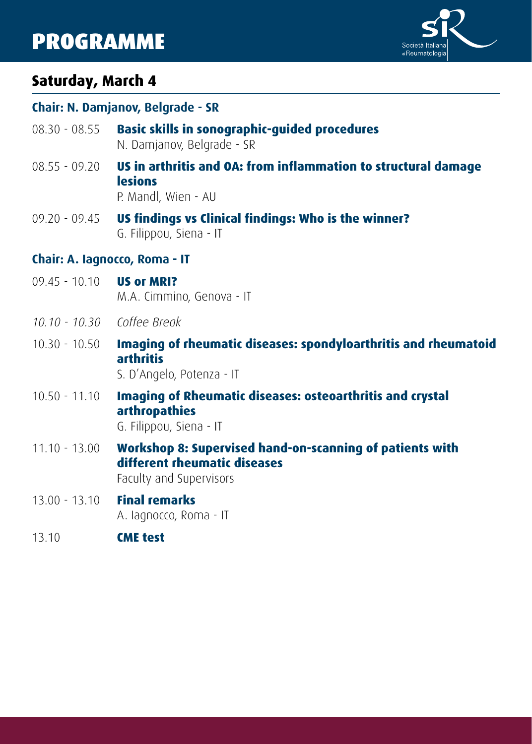# PROGRAMME

## Saturday, March 4

### Chair: N. Damjanov, Belgrade - SR

08.30 - 08.55 **Basic skills in sonographic-guided procedures**
N. Damjanov, Belgrade - SR

08.55 - 09.20 **US in arthritis and OA: from inflammation to structural damage lesions**
P. Mandl, Wien - AU

09.20 - 09.45 **US findings vs Clinical findings: Who is the winner?**
G. Filippou, Siena - IT

### Chair: A. Iagnocco, Roma - IT

09.45 - 10.10 **US or MRI?**
M.A. Cimmino, Genova - IT

*10.10 - 10.30 Coffee Break*

10.30 - 10.50 **Imaging of rheumatic diseases: spondyloarthritis and rheumatoid arthritis**
S. D'Angelo, Potenza - IT

10.50 - 11.10 **Imaging of Rheumatic diseases: osteoarthritis and crystal arthropathies**
G. Filippou, Siena - IT

11.10 - 13.00 **Workshop 8: Supervised hand-on-scanning of patients with different rheumatic diseases**
Faculty and Supervisors

13.00 - 13.10 **Final remarks**
A. Iagnocco, Roma - IT

13.10 **CME test**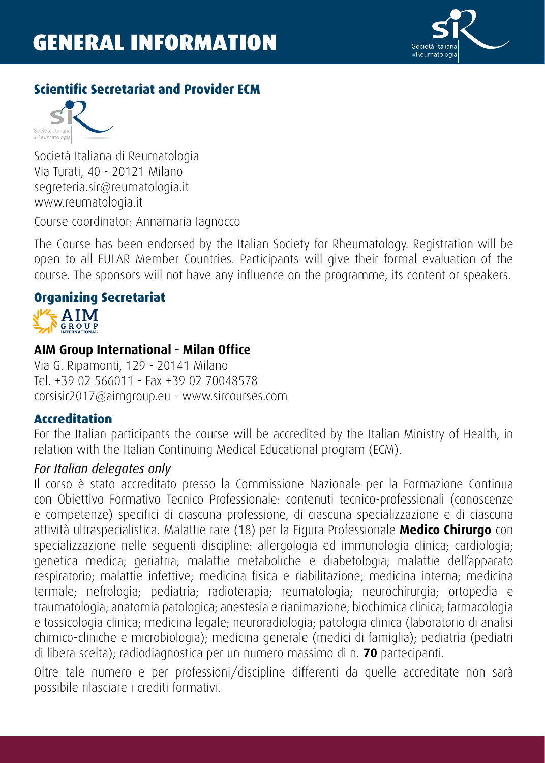# GENERAL INFORMATION

### Scientific Secretariat and Provider ECM

Società Italiana di Reumatologia
Via Turati, 40 - 20121 Milano
segreteria.sir@reumatologia.it
www.reumatologia.it

Course coordinator: Annamaria Iagnocco

The Course has been endorsed by the Italian Society for Rheumatology. Registration will be open to all EULAR Member Countries. Participants will give their formal evaluation of the course. The sponsors will not have any influence on the programme, its content or speakers.

### Organizing Secretariat

**AIM Group International - Milan Office**
Via G. Ripamonti, 129 - 20141 Milano
Tel. +39 02 566011 - Fax +39 02 70048578
corsisir2017@aimgroup.eu - www.sircourses.com

### Accreditation

For the Italian participants the course will be accredited by the Italian Ministry of Health, in relation with the Italian Continuing Medical Educational program (ECM).

*For Italian delegates only*
Il corso è stato accreditato presso la Commissione Nazionale per la Formazione Continua con Obiettivo Formativo Tecnico Professionale: contenuti tecnico-professionali (conoscenze e competenze) specifici di ciascuna professione, di ciascuna specializzazione e di ciascuna attività ultraspecialistica. Malattie rare (18) per la Figura Professionale **Medico Chirurgo** con specializzazione nelle seguenti discipline: allergologia ed immunologia clinica; cardiologia; genetica medica; geriatria; malattie metaboliche e diabetologia; malattie dell'apparato respiratorio; malattie infettive; medicina fisica e riabilitazione; medicina interna; medicina termale; nefrologia; pediatria; radioterapia; reumatologia; neurochirurgia; ortopedia e traumatologia; anatomia patologica; anestesia e rianimazione; biochimica clinica; farmacologia e tossicologia clinica; medicina legale; neuroradiologia; patologia clinica (laboratorio di analisi chimico-cliniche e microbiologia); medicina generale (medici di famiglia); pediatria (pediatri di libera scelta); radiodiagnostica per un numero massimo di n. **70** partecipanti.

Oltre tale numero e per professioni/discipline differenti da quelle accreditate non sarà possibile rilasciare i crediti formativi.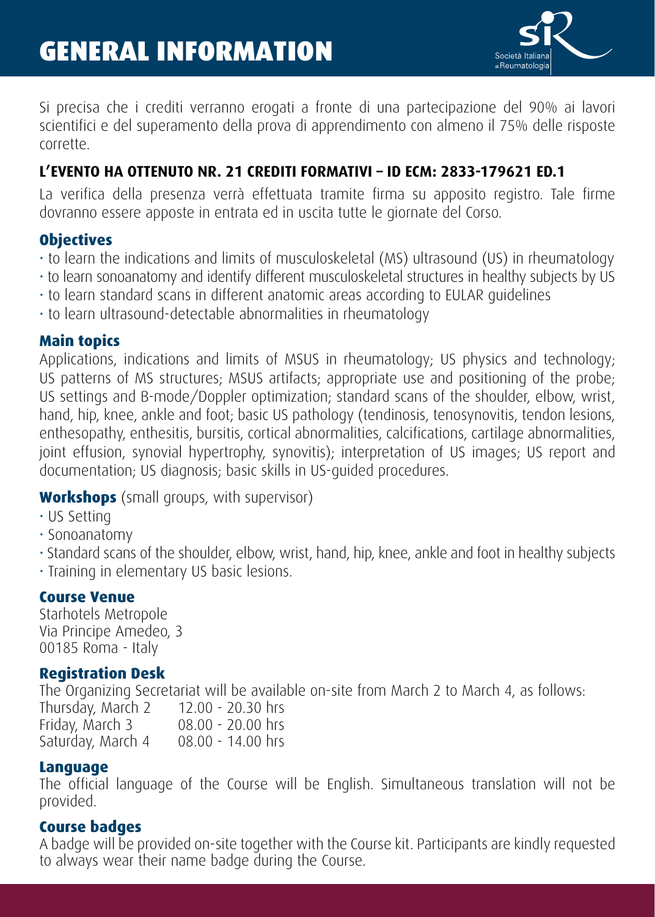# GENERAL INFORMATION

Si precisa che i crediti verranno erogati a fronte di una partecipazione del 90% ai lavori scientifici e del superamento della prova di apprendimento con almeno il 75% delle risposte corrette.

**L'EVENTO HA OTTENUTO NR. 21 CREDITI FORMATIVI – ID ECM: 2833-179621 ED.1**

La verifica della presenza verrà effettuata tramite firma su apposito registro. Tale firme dovranno essere apposte in entrata ed in uscita tutte le giornate del Corso.

### Objectives

- to learn the indications and limits of musculoskeletal (MS) ultrasound (US) in rheumatology
- to learn sonoanatomy and identify different musculoskeletal structures in healthy subjects by US
- to learn standard scans in different anatomic areas according to EULAR guidelines
- to learn ultrasound-detectable abnormalities in rheumatology

### Main topics

Applications, indications and limits of MSUS in rheumatology; US physics and technology; US patterns of MS structures; MSUS artifacts; appropriate use and positioning of the probe; US settings and B-mode/Doppler optimization; standard scans of the shoulder, elbow, wrist, hand, hip, knee, ankle and foot; basic US pathology (tendinosis, tenosynovitis, tendon lesions, enthesopathy, enthesitis, bursitis, cortical abnormalities, calcifications, cartilage abnormalities, joint effusion, synovial hypertrophy, synovitis); interpretation of US images; US report and documentation; US diagnosis; basic skills in US-guided procedures.

**Workshops** (small groups, with supervisor)

- US Setting
- Sonoanatomy
- Standard scans of the shoulder, elbow, wrist, hand, hip, knee, ankle and foot in healthy subjects
- Training in elementary US basic lesions.

### Course Venue

Starhotels Metropole
Via Principe Amedeo, 3
00185 Roma - Italy

### Registration Desk

The Organizing Secretariat will be available on-site from March 2 to March 4, as follows:

Thursday, March 2 — 12.00 - 20.30 hrs
Friday, March 3 — 08.00 - 20.00 hrs
Saturday, March 4 — 08.00 - 14.00 hrs

### Language

The official language of the Course will be English. Simultaneous translation will not be provided.

### Course badges

A badge will be provided on-site together with the Course kit. Participants are kindly requested to always wear their name badge during the Course.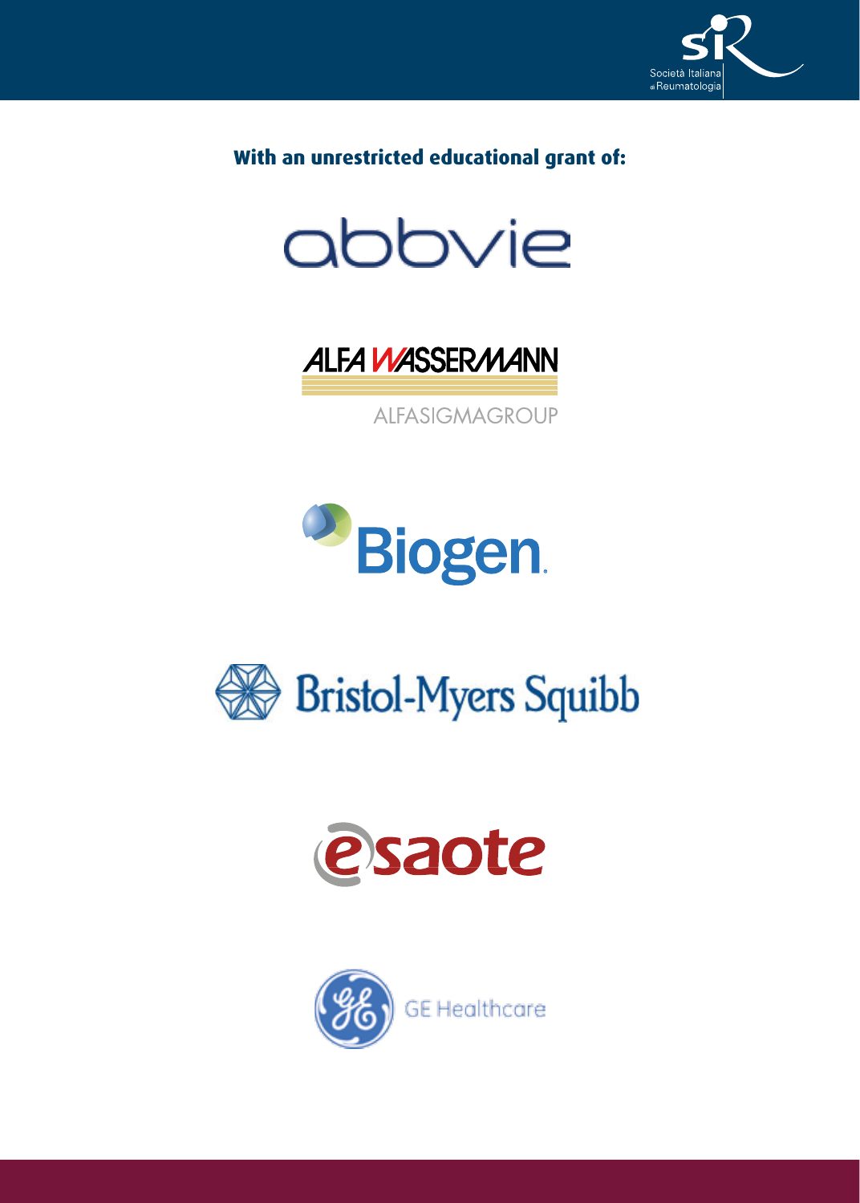Società Italiana di Reumatologia

**With an unrestricted educational grant of:**

abbvie

ALFA WASSERMANN

ALFASIGMAGROUP

Biogen.

Bristol-Myers Squibb

esaote

GE Healthcare